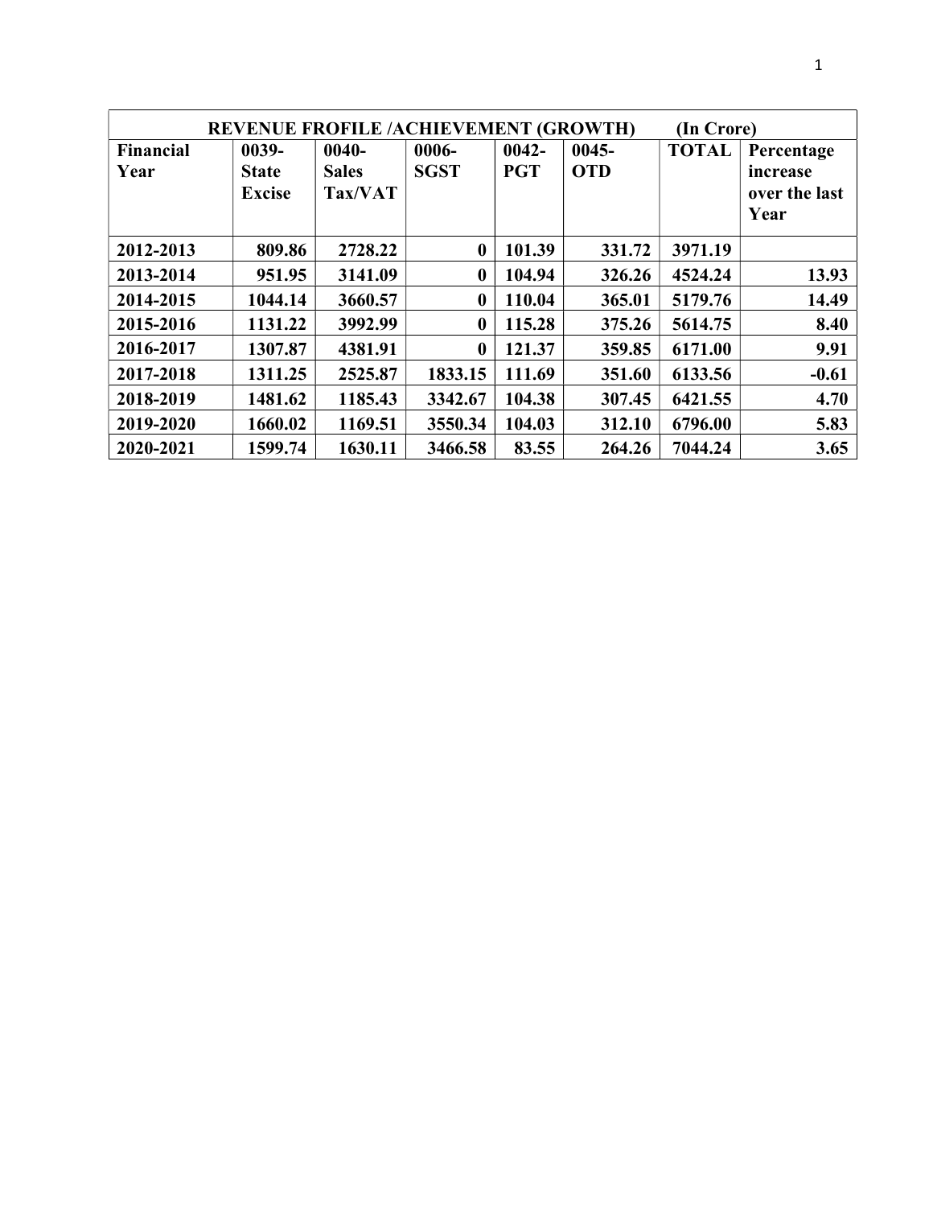| REVENUE FROFILE /ACHIEVEMENT (GROWTH) (In Crore) | | | | | | | |
|---|---|---|---|---|---|---|---|
| **Financial Year** | **0039-State Excise** | **0040-Sales Tax/VAT** | **0006-SGST** | **0042-PGT** | **0045-OTD** | **TOTAL** | **Percentage increase over the last Year** |
| **2012-2013** | **809.86** | **2728.22** | **0** | **101.39** | **331.72** | **3971.19** | |
| **2013-2014** | **951.95** | **3141.09** | **0** | **104.94** | **326.26** | **4524.24** | **13.93** |
| **2014-2015** | **1044.14** | **3660.57** | **0** | **110.04** | **365.01** | **5179.76** | **14.49** |
| **2015-2016** | **1131.22** | **3992.99** | **0** | **115.28** | **375.26** | **5614.75** | **8.40** |
| **2016-2017** | **1307.87** | **4381.91** | **0** | **121.37** | **359.85** | **6171.00** | **9.91** |
| **2017-2018** | **1311.25** | **2525.87** | **1833.15** | **111.69** | **351.60** | **6133.56** | **-0.61** |
| **2018-2019** | **1481.62** | **1185.43** | **3342.67** | **104.38** | **307.45** | **6421.55** | **4.70** |
| **2019-2020** | **1660.02** | **1169.51** | **3550.34** | **104.03** | **312.10** | **6796.00** | **5.83** |
| **2020-2021** | **1599.74** | **1630.11** | **3466.58** | **83.55** | **264.26** | **7044.24** | **3.65** |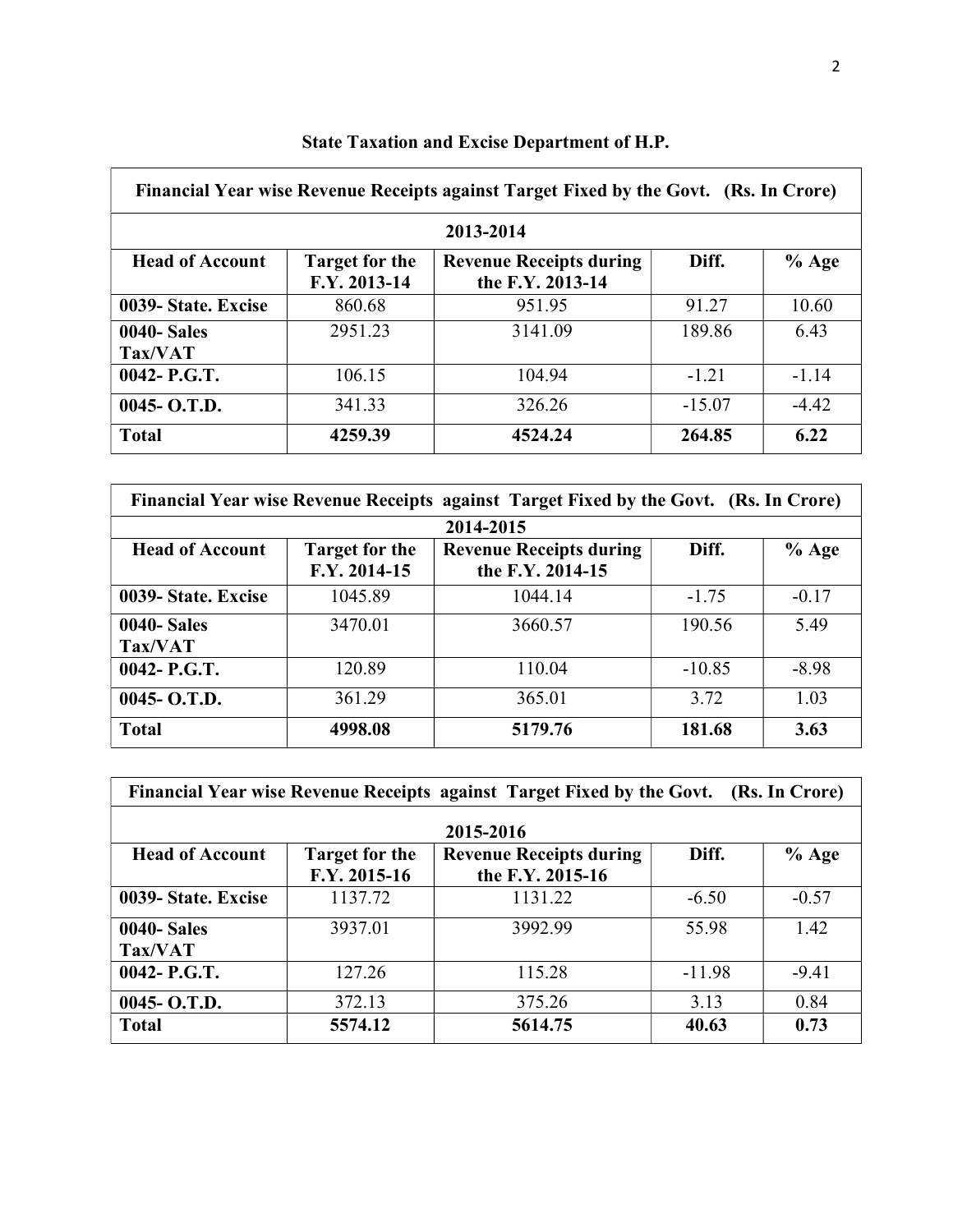## State Taxation and Excise Department of H.P.

| Financial Year wise Revenue Receipts against Target Fixed by the Govt. (Rs. In Crore) | | | | |
|---|---|---|---|---|
| **2013-2014** | | | | |
| **Head of Account** | **Target for the F.Y. 2013-14** | **Revenue Receipts during the F.Y. 2013-14** | **Diff.** | **% Age** |
| **0039- State. Excise** | 860.68 | 951.95 | 91.27 | 10.60 |
| **0040- Sales Tax/VAT** | 2951.23 | 3141.09 | 189.86 | 6.43 |
| **0042- P.G.T.** | 106.15 | 104.94 | -1.21 | -1.14 |
| **0045- O.T.D.** | 341.33 | 326.26 | -15.07 | -4.42 |
| **Total** | **4259.39** | **4524.24** | **264.85** | **6.22** |

| Financial Year wise Revenue Receipts against Target Fixed by the Govt. (Rs. In Crore) | | | | |
|---|---|---|---|---|
| **2014-2015** | | | | |
| **Head of Account** | **Target for the F.Y. 2014-15** | **Revenue Receipts during the F.Y. 2014-15** | **Diff.** | **% Age** |
| **0039- State. Excise** | 1045.89 | 1044.14 | -1.75 | -0.17 |
| **0040- Sales Tax/VAT** | 3470.01 | 3660.57 | 190.56 | 5.49 |
| **0042- P.G.T.** | 120.89 | 110.04 | -10.85 | -8.98 |
| **0045- O.T.D.** | 361.29 | 365.01 | 3.72 | 1.03 |
| **Total** | **4998.08** | **5179.76** | **181.68** | **3.63** |

| Financial Year wise Revenue Receipts against Target Fixed by the Govt. (Rs. In Crore) | | | | |
|---|---|---|---|---|
| **2015-2016** | | | | |
| **Head of Account** | **Target for the F.Y. 2015-16** | **Revenue Receipts during the F.Y. 2015-16** | **Diff.** | **% Age** |
| **0039- State. Excise** | 1137.72 | 1131.22 | -6.50 | -0.57 |
| **0040- Sales Tax/VAT** | 3937.01 | 3992.99 | 55.98 | 1.42 |
| **0042- P.G.T.** | 127.26 | 115.28 | -11.98 | -9.41 |
| **0045- O.T.D.** | 372.13 | 375.26 | 3.13 | 0.84 |
| **Total** | **5574.12** | **5614.75** | **40.63** | **0.73** |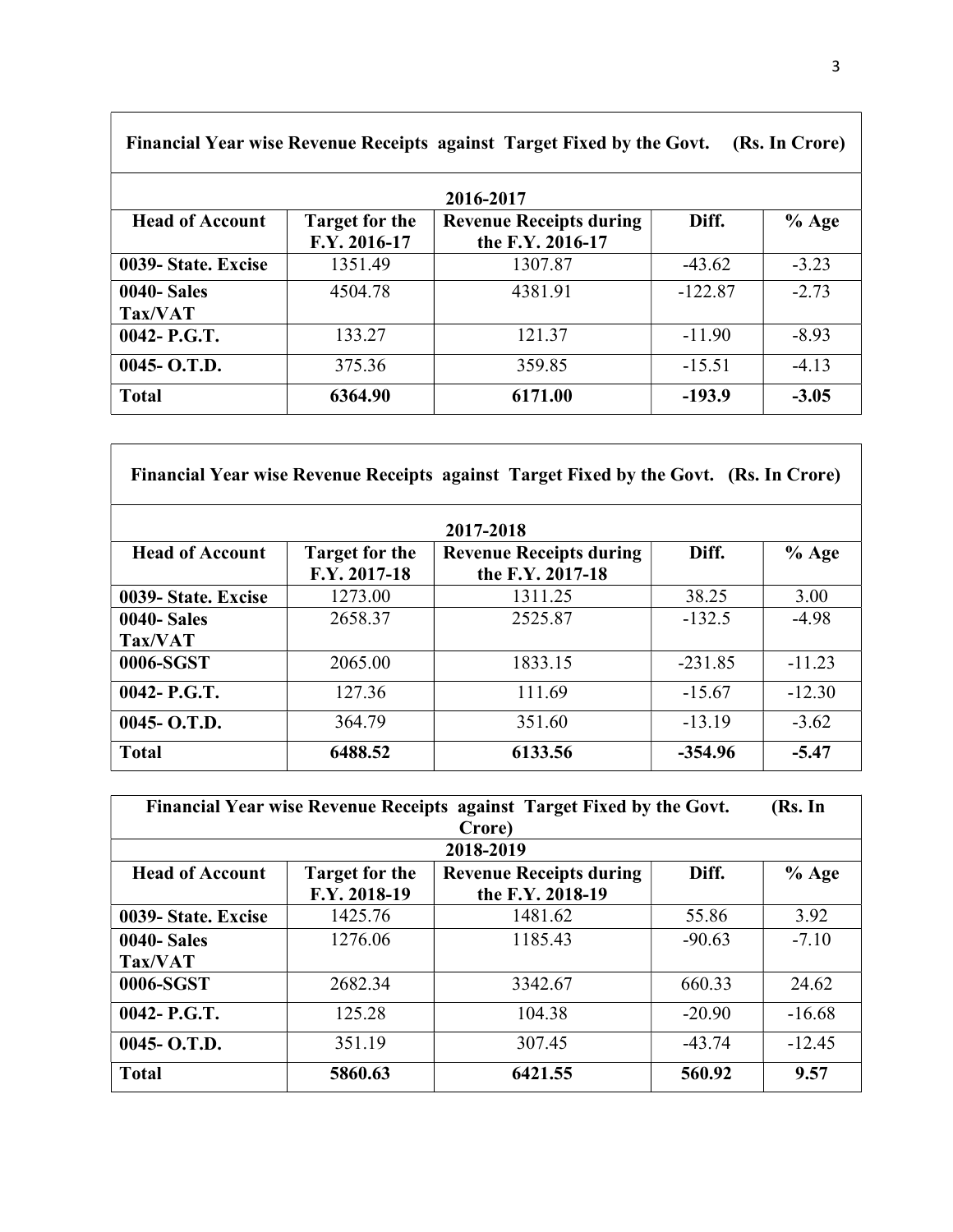| Financial Year wise Revenue Receipts against Target Fixed by the Govt. (Rs. In Crore) | | | | |
|---|---|---|---|---|
| **2016-2017** | | | | |
| **Head of Account** | **Target for the F.Y. 2016-17** | **Revenue Receipts during the F.Y. 2016-17** | **Diff.** | **% Age** |
| **0039- State. Excise** | 1351.49 | 1307.87 | -43.62 | -3.23 |
| **0040- Sales Tax/VAT** | 4504.78 | 4381.91 | -122.87 | -2.73 |
| **0042- P.G.T.** | 133.27 | 121.37 | -11.90 | -8.93 |
| **0045- O.T.D.** | 375.36 | 359.85 | -15.51 | -4.13 |
| **Total** | **6364.90** | **6171.00** | **-193.9** | **-3.05** |

| Financial Year wise Revenue Receipts against Target Fixed by the Govt. (Rs. In Crore) | | | | |
|---|---|---|---|---|
| **2017-2018** | | | | |
| **Head of Account** | **Target for the F.Y. 2017-18** | **Revenue Receipts during the F.Y. 2017-18** | **Diff.** | **% Age** |
| **0039- State. Excise** | 1273.00 | 1311.25 | 38.25 | 3.00 |
| **0040- Sales Tax/VAT** | 2658.37 | 2525.87 | -132.5 | -4.98 |
| **0006-SGST** | 2065.00 | 1833.15 | -231.85 | -11.23 |
| **0042- P.G.T.** | 127.36 | 111.69 | -15.67 | -12.30 |
| **0045- O.T.D.** | 364.79 | 351.60 | -13.19 | -3.62 |
| **Total** | **6488.52** | **6133.56** | **-354.96** | **-5.47** |

| Financial Year wise Revenue Receipts against Target Fixed by the Govt. (Rs. In Crore) | | | | |
|---|---|---|---|---|
| **2018-2019** | | | | |
| **Head of Account** | **Target for the F.Y. 2018-19** | **Revenue Receipts during the F.Y. 2018-19** | **Diff.** | **% Age** |
| **0039- State. Excise** | 1425.76 | 1481.62 | 55.86 | 3.92 |
| **0040- Sales Tax/VAT** | 1276.06 | 1185.43 | -90.63 | -7.10 |
| **0006-SGST** | 2682.34 | 3342.67 | 660.33 | 24.62 |
| **0042- P.G.T.** | 125.28 | 104.38 | -20.90 | -16.68 |
| **0045- O.T.D.** | 351.19 | 307.45 | -43.74 | -12.45 |
| **Total** | **5860.63** | **6421.55** | **560.92** | **9.57** |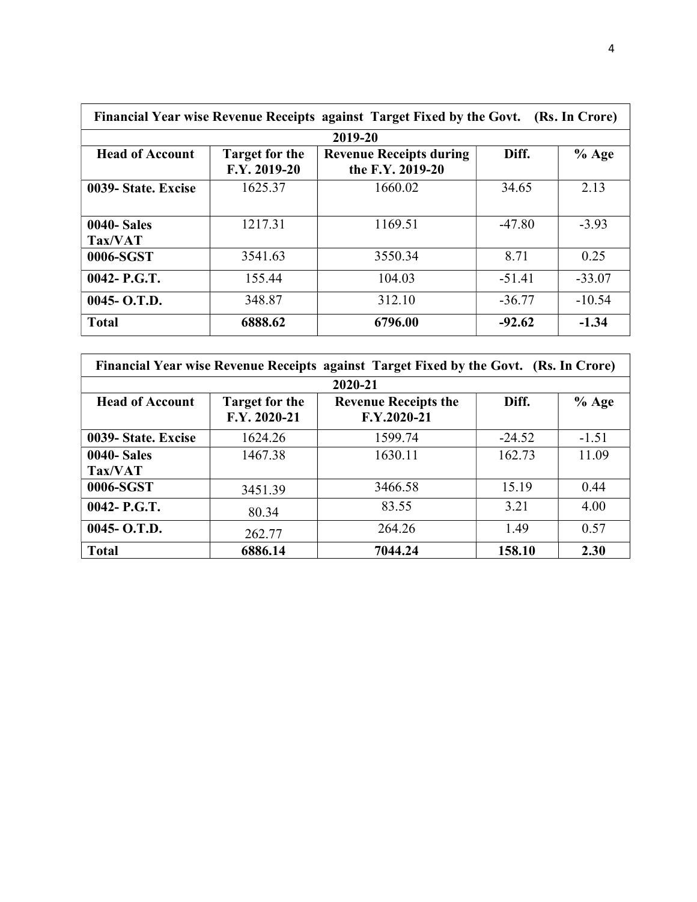| Financial Year wise Revenue Receipts against Target Fixed by the Govt. (Rs. In Crore) | | | | |
|---|---|---|---|---|
| **2019-20** | | | | |
| **Head of Account** | **Target for the F.Y. 2019-20** | **Revenue Receipts during the F.Y. 2019-20** | **Diff.** | **% Age** |
| **0039- State. Excise** | 1625.37 | 1660.02 | 34.65 | 2.13 |
| **0040- Sales Tax/VAT** | 1217.31 | 1169.51 | -47.80 | -3.93 |
| **0006-SGST** | 3541.63 | 3550.34 | 8.71 | 0.25 |
| **0042- P.G.T.** | 155.44 | 104.03 | -51.41 | -33.07 |
| **0045- O.T.D.** | 348.87 | 312.10 | -36.77 | -10.54 |
| **Total** | **6888.62** | **6796.00** | **-92.62** | **-1.34** |

| Financial Year wise Revenue Receipts against Target Fixed by the Govt. (Rs. In Crore) | | | | |
|---|---|---|---|---|
| **2020-21** | | | | |
| **Head of Account** | **Target for the F.Y. 2020-21** | **Revenue Receipts the F.Y.2020-21** | **Diff.** | **% Age** |
| **0039- State. Excise** | 1624.26 | 1599.74 | -24.52 | -1.51 |
| **0040- Sales Tax/VAT** | 1467.38 | 1630.11 | 162.73 | 11.09 |
| **0006-SGST** | 3451.39 | 3466.58 | 15.19 | 0.44 |
| **0042- P.G.T.** | 80.34 | 83.55 | 3.21 | 4.00 |
| **0045- O.T.D.** | 262.77 | 264.26 | 1.49 | 0.57 |
| **Total** | **6886.14** | **7044.24** | **158.10** | **2.30** |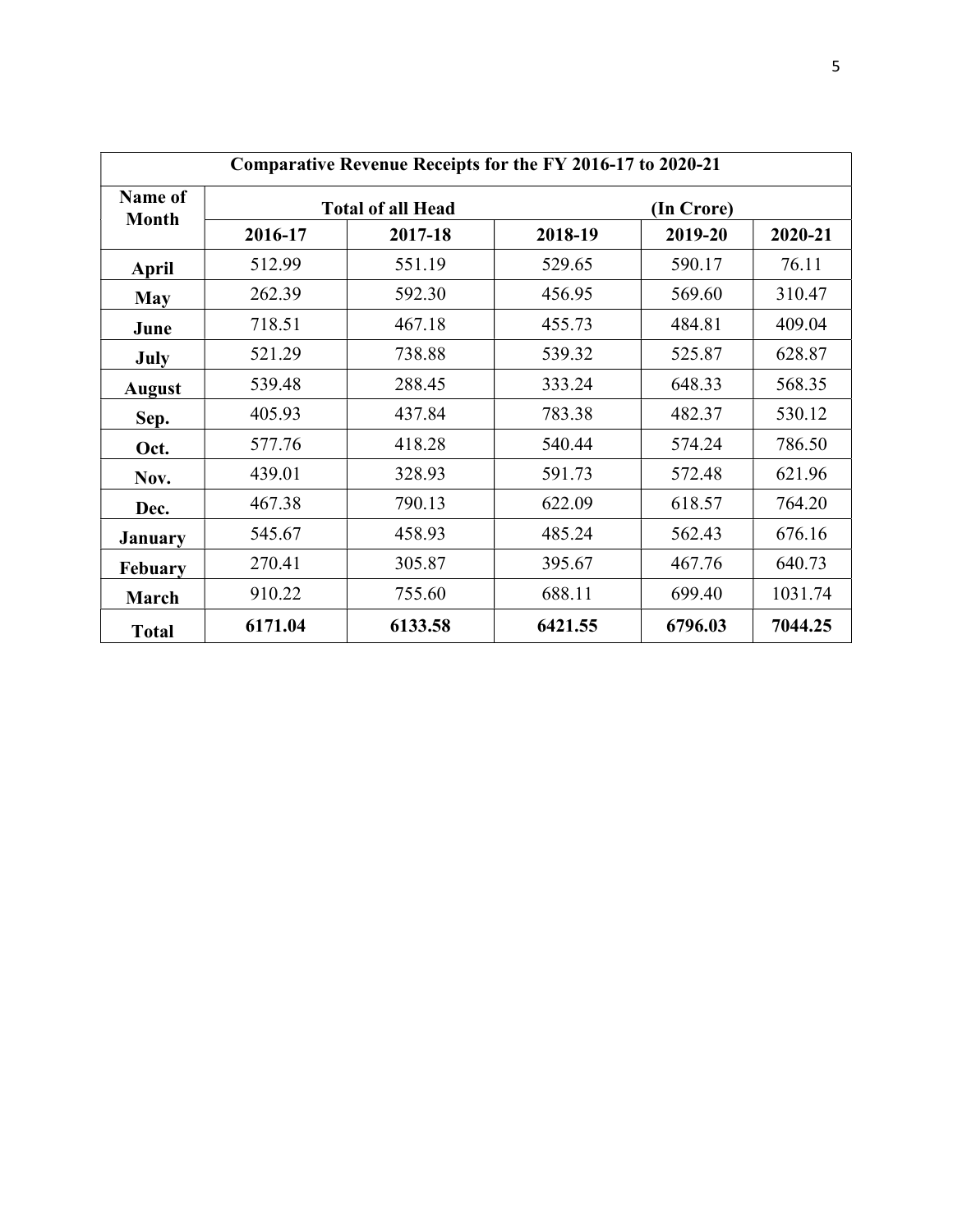| Comparative Revenue Receipts for the FY 2016-17 to 2020-21 | | | | | |
|---|---|---|---|---|---|
| Name of Month | Total of all Head | | | (In Crore) | |
| | 2016-17 | 2017-18 | 2018-19 | 2019-20 | 2020-21 |
| **April** | 512.99 | 551.19 | 529.65 | 590.17 | 76.11 |
| **May** | 262.39 | 592.30 | 456.95 | 569.60 | 310.47 |
| **June** | 718.51 | 467.18 | 455.73 | 484.81 | 409.04 |
| **July** | 521.29 | 738.88 | 539.32 | 525.87 | 628.87 |
| **August** | 539.48 | 288.45 | 333.24 | 648.33 | 568.35 |
| **Sep.** | 405.93 | 437.84 | 783.38 | 482.37 | 530.12 |
| **Oct.** | 577.76 | 418.28 | 540.44 | 574.24 | 786.50 |
| **Nov.** | 439.01 | 328.93 | 591.73 | 572.48 | 621.96 |
| **Dec.** | 467.38 | 790.13 | 622.09 | 618.57 | 764.20 |
| **January** | 545.67 | 458.93 | 485.24 | 562.43 | 676.16 |
| **Febuary** | 270.41 | 305.87 | 395.67 | 467.76 | 640.73 |
| **March** | 910.22 | 755.60 | 688.11 | 699.40 | 1031.74 |
| **Total** | **6171.04** | **6133.58** | **6421.55** | **6796.03** | **7044.25** |